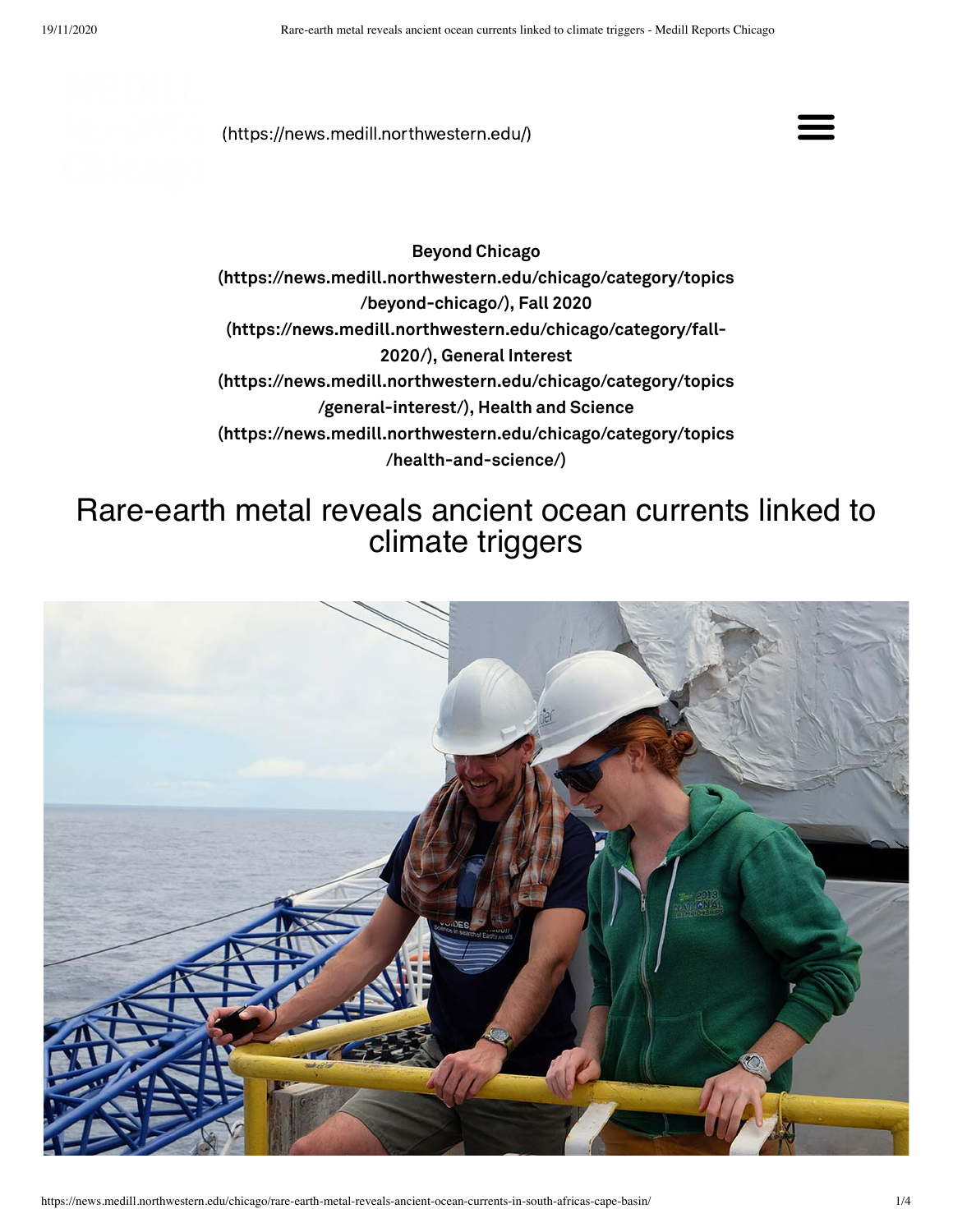(https://news.medill.northwestern.edu/)

**Beyond Chicago (https://news.medill.northwestern.edu/chicago/category/topics/beyond-chicago/), Fall 2020 (https://news.medill.northwestern.edu/chicago/category/fall-2020/), General Interest (https://news.medill.northwestern.edu/chicago/category/topics/general-interest/), Health and Science (https://news.medill.northwestern.edu/chicago/category/topics/health-and-science/)**

# Rare-earth metal reveals ancient ocean currents linked to climate triggers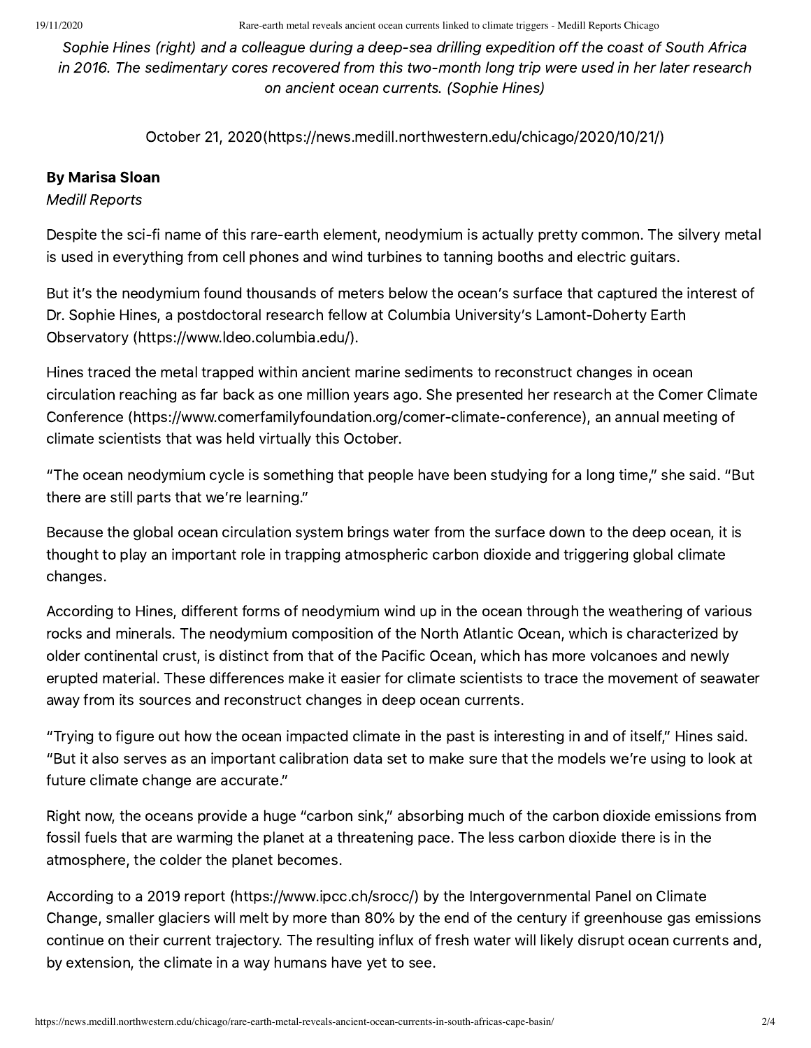*Sophie Hines (right) and a colleague during a deep-sea drilling expedition off the coast of South Africa in 2016. The sedimentary cores recovered from this two-month long trip were used in her later research on ancient ocean currents. (Sophie Hines)*

October 21, 2020(https://news.medill.northwestern.edu/chicago/2020/10/21/)

**By Marisa Sloan**
*Medill Reports*

Despite the sci-fi name of this rare-earth element, neodymium is actually pretty common. The silvery metal is used in everything from cell phones and wind turbines to tanning booths and electric guitars.

But it's the neodymium found thousands of meters below the ocean's surface that captured the interest of Dr. Sophie Hines, a postdoctoral research fellow at Columbia University's Lamont-Doherty Earth Observatory (https://www.ldeo.columbia.edu/).

Hines traced the metal trapped within ancient marine sediments to reconstruct changes in ocean circulation reaching as far back as one million years ago. She presented her research at the Comer Climate Conference (https://www.comerfamilyfoundation.org/comer-climate-conference), an annual meeting of climate scientists that was held virtually this October.

"The ocean neodymium cycle is something that people have been studying for a long time," she said. "But there are still parts that we're learning."

Because the global ocean circulation system brings water from the surface down to the deep ocean, it is thought to play an important role in trapping atmospheric carbon dioxide and triggering global climate changes.

According to Hines, different forms of neodymium wind up in the ocean through the weathering of various rocks and minerals. The neodymium composition of the North Atlantic Ocean, which is characterized by older continental crust, is distinct from that of the Pacific Ocean, which has more volcanoes and newly erupted material. These differences make it easier for climate scientists to trace the movement of seawater away from its sources and reconstruct changes in deep ocean currents.

"Trying to figure out how the ocean impacted climate in the past is interesting in and of itself," Hines said. "But it also serves as an important calibration data set to make sure that the models we're using to look at future climate change are accurate."

Right now, the oceans provide a huge "carbon sink," absorbing much of the carbon dioxide emissions from fossil fuels that are warming the planet at a threatening pace. The less carbon dioxide there is in the atmosphere, the colder the planet becomes.

According to a 2019 report (https://www.ipcc.ch/srocc/) by the Intergovernmental Panel on Climate Change, smaller glaciers will melt by more than 80% by the end of the century if greenhouse gas emissions continue on their current trajectory. The resulting influx of fresh water will likely disrupt ocean currents and, by extension, the climate in a way humans have yet to see.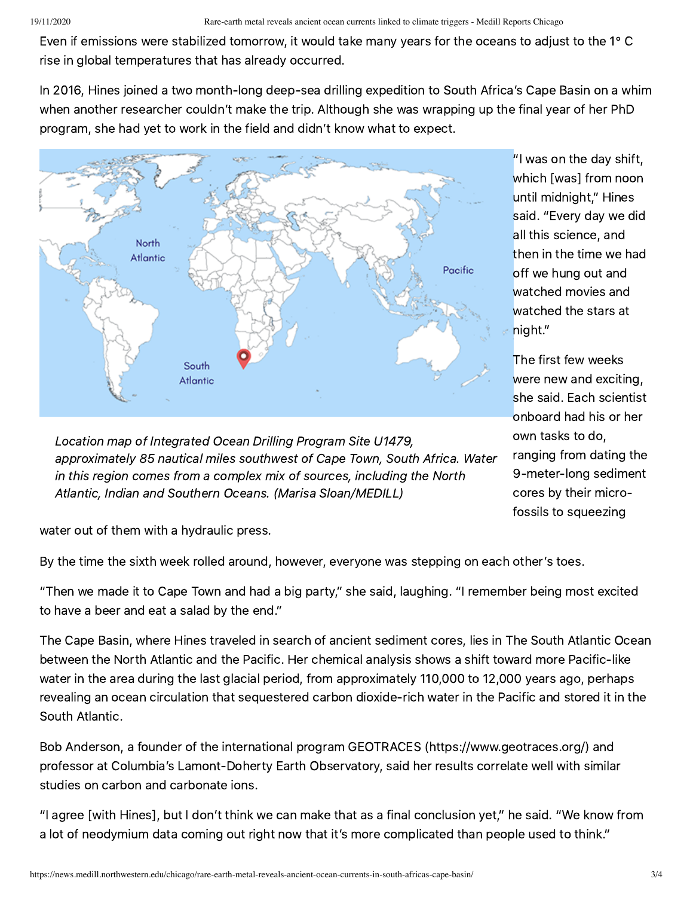Even if emissions were stabilized tomorrow, it would take many years for the oceans to adjust to the 1° C rise in global temperatures that has already occurred.

In 2016, Hines joined a two month-long deep-sea drilling expedition to South Africa's Cape Basin on a whim when another researcher couldn't make the trip. Although she was wrapping up the final year of her PhD program, she had yet to work in the field and didn't know what to expect.

*Location map of Integrated Ocean Drilling Program Site U1479, approximately 85 nautical miles southwest of Cape Town, South Africa. Water in this region comes from a complex mix of sources, including the North Atlantic, Indian and Southern Oceans. (Marisa Sloan/MEDILL)*

"I was on the day shift, which [was] from noon until midnight," Hines said. "Every day we did all this science, and then in the time we had off we hung out and watched movies and watched the stars at night."

The first few weeks were new and exciting, she said. Each scientist onboard had his or her own tasks to do, ranging from dating the 9-meter-long sediment cores by their micro-fossils to squeezing water out of them with a hydraulic press.

By the time the sixth week rolled around, however, everyone was stepping on each other's toes.

"Then we made it to Cape Town and had a big party," she said, laughing. "I remember being most excited to have a beer and eat a salad by the end."

The Cape Basin, where Hines traveled in search of ancient sediment cores, lies in The South Atlantic Ocean between the North Atlantic and the Pacific. Her chemical analysis shows a shift toward more Pacific-like water in the area during the last glacial period, from approximately 110,000 to 12,000 years ago, perhaps revealing an ocean circulation that sequestered carbon dioxide-rich water in the Pacific and stored it in the South Atlantic.

Bob Anderson, a founder of the international program GEOTRACES (https://www.geotraces.org/) and professor at Columbia's Lamont-Doherty Earth Observatory, said her results correlate well with similar studies on carbon and carbonate ions.

"I agree [with Hines], but I don't think we can make that as a final conclusion yet," he said. "We know from a lot of neodymium data coming out right now that it's more complicated than people used to think."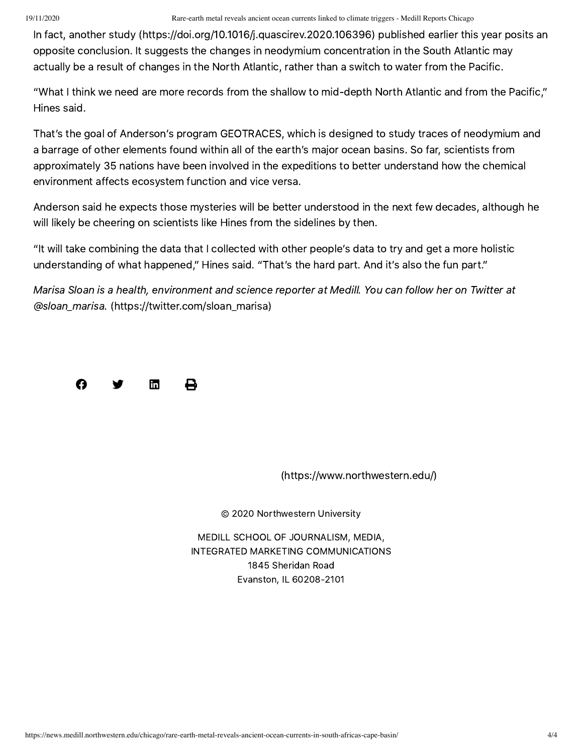In fact, another study (https://doi.org/10.1016/j.quascirev.2020.106396) published earlier this year posits an opposite conclusion. It suggests the changes in neodymium concentration in the South Atlantic may actually be a result of changes in the North Atlantic, rather than a switch to water from the Pacific.

"What I think we need are more records from the shallow to mid-depth North Atlantic and from the Pacific," Hines said.

That's the goal of Anderson's program GEOTRACES, which is designed to study traces of neodymium and a barrage of other elements found within all of the earth's major ocean basins. So far, scientists from approximately 35 nations have been involved in the expeditions to better understand how the chemical environment affects ecosystem function and vice versa.

Anderson said he expects those mysteries will be better understood in the next few decades, although he will likely be cheering on scientists like Hines from the sidelines by then.

"It will take combining the data that I collected with other people's data to try and get a more holistic understanding of what happened," Hines said. "That's the hard part. And it's also the fun part."

*Marisa Sloan is a health, environment and science reporter at Medill. You can follow her on Twitter at @sloan_marisa.* (https://twitter.com/sloan_marisa)

(https://www.northwestern.edu/)

© 2020 Northwestern University

MEDILL SCHOOL OF JOURNALISM, MEDIA,
INTEGRATED MARKETING COMMUNICATIONS
1845 Sheridan Road
Evanston, IL 60208-2101